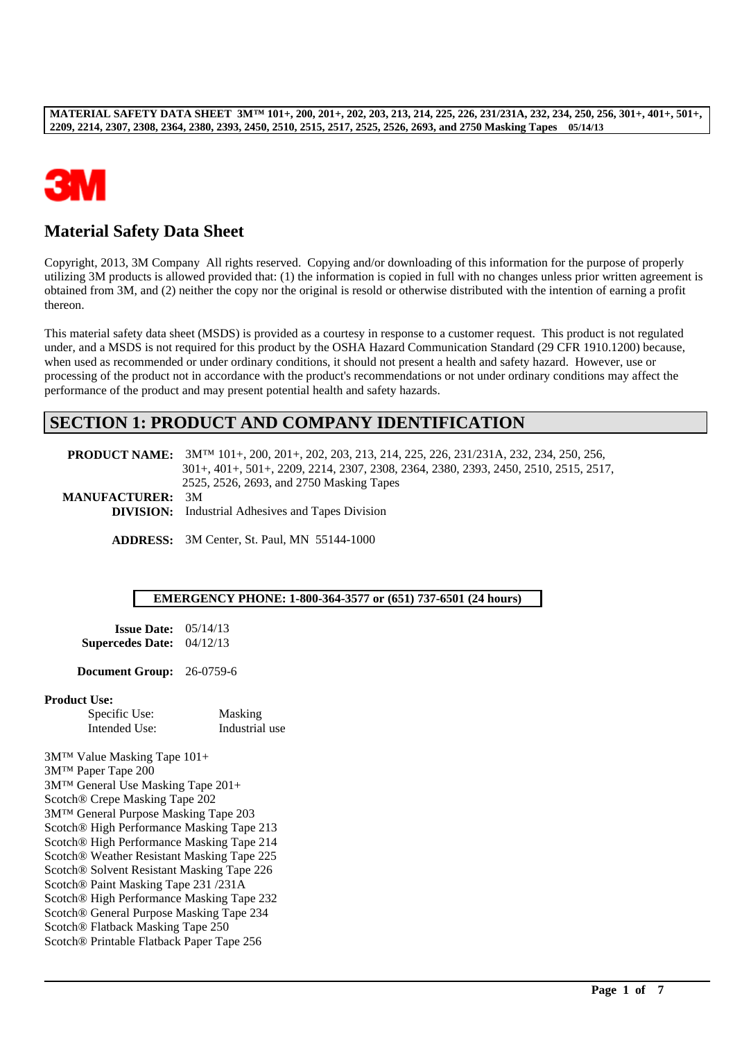# Material Safety Data Sheet

Copyright, 2013, 3M Company All rights reserved. Copying and/or downloading of this information for the purpose of properly utilizing 3M products is allowed provided that: (1) the information is copied in full with no changes unless prior written agreement is obtained from 3M, and (2) neither the copy nor the original is resold or otherwise distributed with the intention of earning a profit thereon.

This material safety data sheet (MSDS) is provided as a courtesy in response to a customer request. This product is not regulated under, and a MSDS is not required for this product by the OSHA Hazard Communication Standard (29 CFR 1910.1200) because, when used as recommended or under ordinary conditions, it should not present a health and safety hazard. However, use or processing of the product not in accordance with the product's recommendations or not under ordinary conditions may affect the performance of the product and may present potential health and safety hazards.

## SECTION 1: PRODUCT AND COMPANY IDENTIFICATION

**PRODUCT NAME:** 3M™ 101+, 200, 201+, 202, 203, 213, 214, 225, 226, 231/231A, 232, 234, 250, 256, 301+, 401+, 501+, 2209, 2214, 2307, 2308, 2364, 2380, 2393, 2450, 2510, 2515, 2517, 2525, 2526, 2693, and 2750 Masking Tapes

**MANUFACTURER:** 3M

**DIVISION:** Industrial Adhesives and Tapes Division

**ADDRESS:** 3M Center, St. Paul, MN 55144-1000

**EMERGENCY PHONE: 1-800-364-3577 or (651) 737-6501 (24 hours)**

**Issue Date:** 05/14/13

**Supercedes Date:** 04/12/13

**Document Group:** 26-0759-6

**Product Use:**

Specific Use: Masking

Intended Use: Industrial use

3M™ Value Masking Tape 101+
3M™ Paper Tape 200
3M™ General Use Masking Tape 201+
Scotch® Crepe Masking Tape 202
3M™ General Purpose Masking Tape 203
Scotch® High Performance Masking Tape 213
Scotch® High Performance Masking Tape 214
Scotch® Weather Resistant Masking Tape 225
Scotch® Solvent Resistant Masking Tape 226
Scotch® Paint Masking Tape 231 /231A
Scotch® High Performance Masking Tape 232
Scotch® General Purpose Masking Tape 234
Scotch® Flatback Masking Tape 250
Scotch® Printable Flatback Paper Tape 256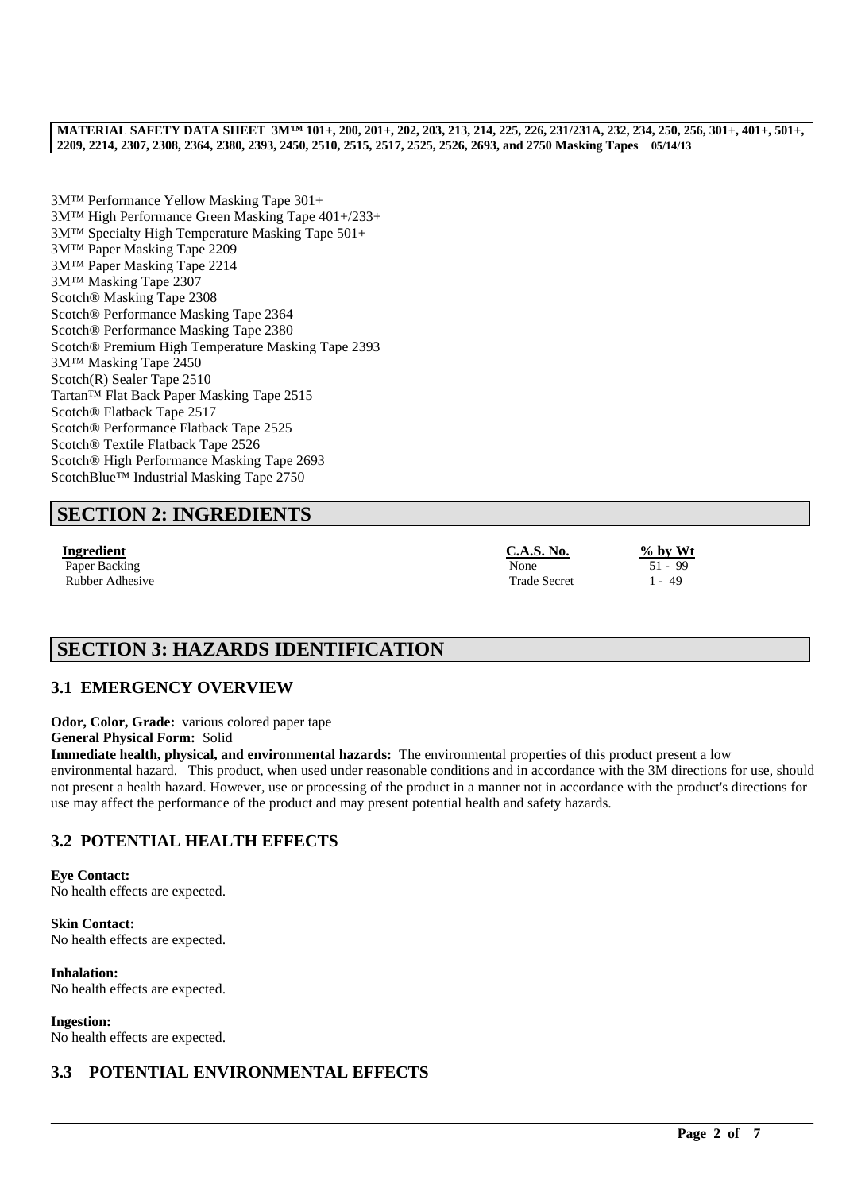3M™ Performance Yellow Masking Tape 301+
3M™ High Performance Green Masking Tape 401+/233+
3M™ Specialty High Temperature Masking Tape 501+
3M™ Paper Masking Tape 2209
3M™ Paper Masking Tape 2214
3M™ Masking Tape 2307
Scotch® Masking Tape 2308
Scotch® Performance Masking Tape 2364
Scotch® Performance Masking Tape 2380
Scotch® Premium High Temperature Masking Tape 2393
3M™ Masking Tape 2450
Scotch(R) Sealer Tape 2510
Tartan™ Flat Back Paper Masking Tape 2515
Scotch® Flatback Tape 2517
Scotch® Performance Flatback Tape 2525
Scotch® Textile Flatback Tape 2526
Scotch® High Performance Masking Tape 2693
ScotchBlue™ Industrial Masking Tape 2750

## SECTION 2: INGREDIENTS

| Ingredient | C.A.S. No. | % by Wt |
|---|---|---|
| Paper Backing | None | 51 - 99 |
| Rubber Adhesive | Trade Secret | 1 - 49 |

## SECTION 3: HAZARDS IDENTIFICATION

### 3.1 EMERGENCY OVERVIEW

**Odor, Color, Grade:** various colored paper tape
**General Physical Form:** Solid
**Immediate health, physical, and environmental hazards:** The environmental properties of this product present a low environmental hazard. This product, when used under reasonable conditions and in accordance with the 3M directions for use, should not present a health hazard. However, use or processing of the product in a manner not in accordance with the product's directions for use may affect the performance of the product and may present potential health and safety hazards.

### 3.2 POTENTIAL HEALTH EFFECTS

**Eye Contact:**
No health effects are expected.

**Skin Contact:**
No health effects are expected.

**Inhalation:**
No health effects are expected.

**Ingestion:**
No health effects are expected.

### 3.3 POTENTIAL ENVIRONMENTAL EFFECTS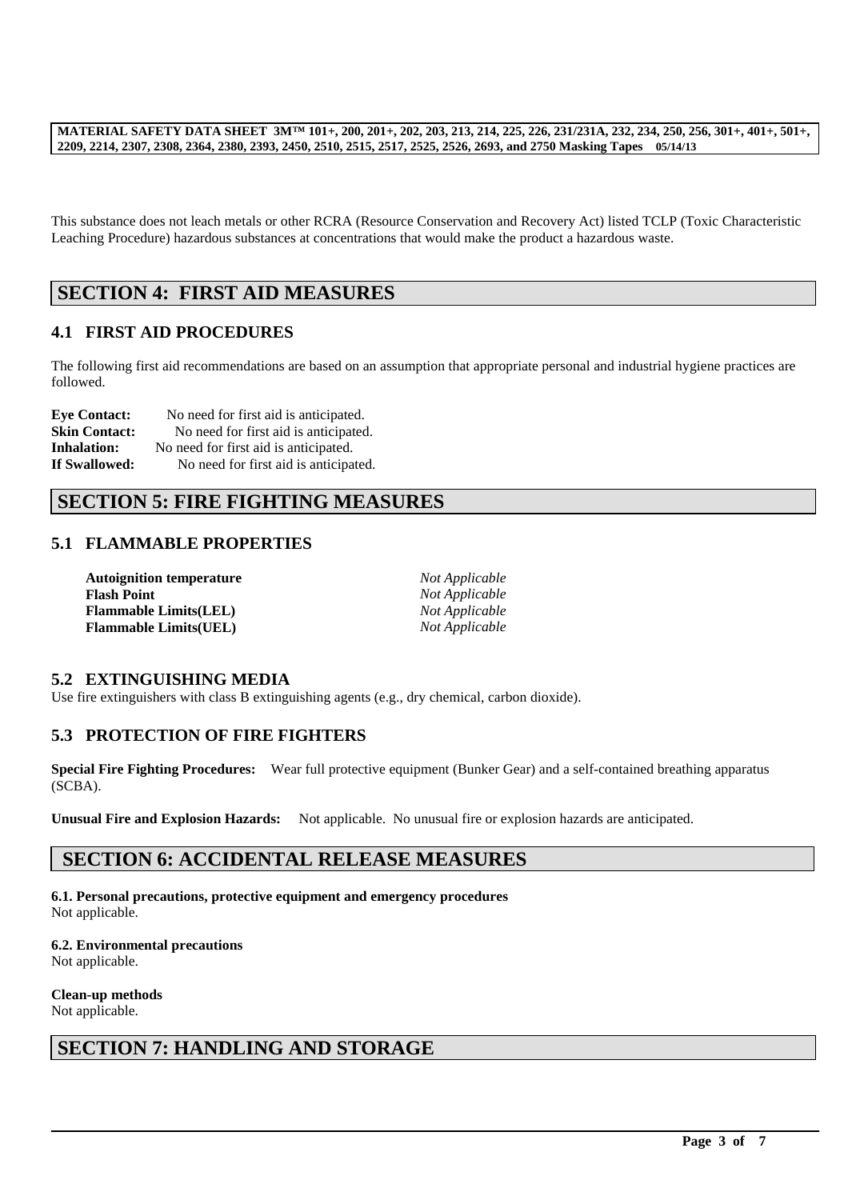This substance does not leach metals or other RCRA (Resource Conservation and Recovery Act) listed TCLP (Toxic Characteristic Leaching Procedure) hazardous substances at concentrations that would make the product a hazardous waste.

## SECTION 4: FIRST AID MEASURES

### 4.1 FIRST AID PROCEDURES

The following first aid recommendations are based on an assumption that appropriate personal and industrial hygiene practices are followed.

**Eye Contact:** No need for first aid is anticipated.
**Skin Contact:** No need for first aid is anticipated.
**Inhalation:** No need for first aid is anticipated.
**If Swallowed:** No need for first aid is anticipated.

## SECTION 5: FIRE FIGHTING MEASURES

### 5.1 FLAMMABLE PROPERTIES

| | |
|---|---|
| **Autoignition temperature** | *Not Applicable* |
| **Flash Point** | *Not Applicable* |
| **Flammable Limits(LEL)** | *Not Applicable* |
| **Flammable Limits(UEL)** | *Not Applicable* |

### 5.2 EXTINGUISHING MEDIA

Use fire extinguishers with class B extinguishing agents (e.g., dry chemical, carbon dioxide).

### 5.3 PROTECTION OF FIRE FIGHTERS

**Special Fire Fighting Procedures:** Wear full protective equipment (Bunker Gear) and a self-contained breathing apparatus (SCBA).

**Unusual Fire and Explosion Hazards:** Not applicable. No unusual fire or explosion hazards are anticipated.

## SECTION 6: ACCIDENTAL RELEASE MEASURES

**6.1. Personal precautions, protective equipment and emergency procedures**
Not applicable.

**6.2. Environmental precautions**
Not applicable.

**Clean-up methods**
Not applicable.

## SECTION 7: HANDLING AND STORAGE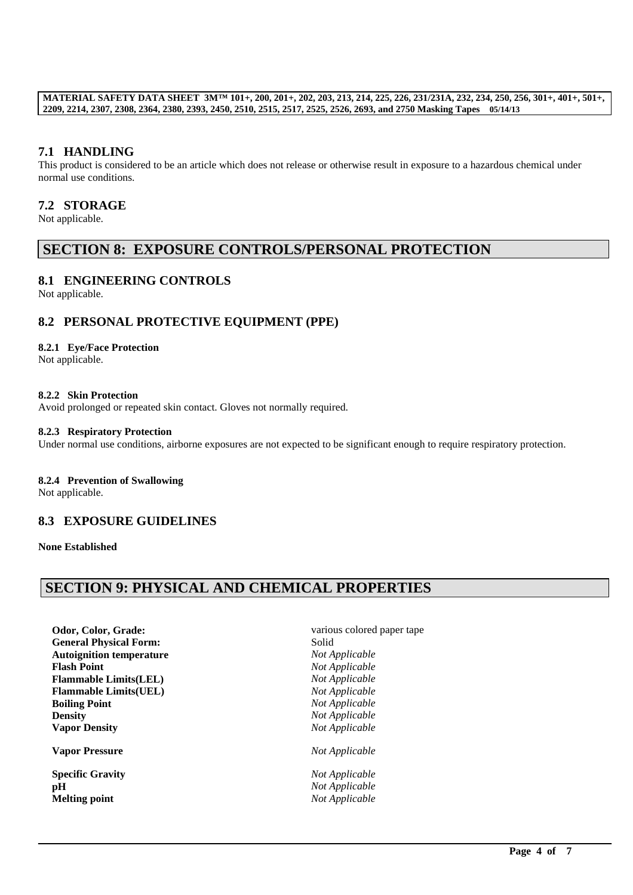## 7.1 HANDLING

This product is considered to be an article which does not release or otherwise result in exposure to a hazardous chemical under normal use conditions.

## 7.2 STORAGE

Not applicable.

# SECTION 8: EXPOSURE CONTROLS/PERSONAL PROTECTION

## 8.1 ENGINEERING CONTROLS

Not applicable.

## 8.2 PERSONAL PROTECTIVE EQUIPMENT (PPE)

### 8.2.1 Eye/Face Protection

Not applicable.

### 8.2.2 Skin Protection

Avoid prolonged or repeated skin contact. Gloves not normally required.

### 8.2.3 Respiratory Protection

Under normal use conditions, airborne exposures are not expected to be significant enough to require respiratory protection.

### 8.2.4 Prevention of Swallowing

Not applicable.

## 8.3 EXPOSURE GUIDELINES

**None Established**

# SECTION 9: PHYSICAL AND CHEMICAL PROPERTIES

| | |
|---|---|
| **Odor, Color, Grade:** | various colored paper tape |
| **General Physical Form:** | Solid |
| **Autoignition temperature** | *Not Applicable* |
| **Flash Point** | *Not Applicable* |
| **Flammable Limits(LEL)** | *Not Applicable* |
| **Flammable Limits(UEL)** | *Not Applicable* |
| **Boiling Point** | *Not Applicable* |
| **Density** | *Not Applicable* |
| **Vapor Density** | *Not Applicable* |
| **Vapor Pressure** | *Not Applicable* |
| **Specific Gravity** | *Not Applicable* |
| **pH** | *Not Applicable* |
| **Melting point** | *Not Applicable* |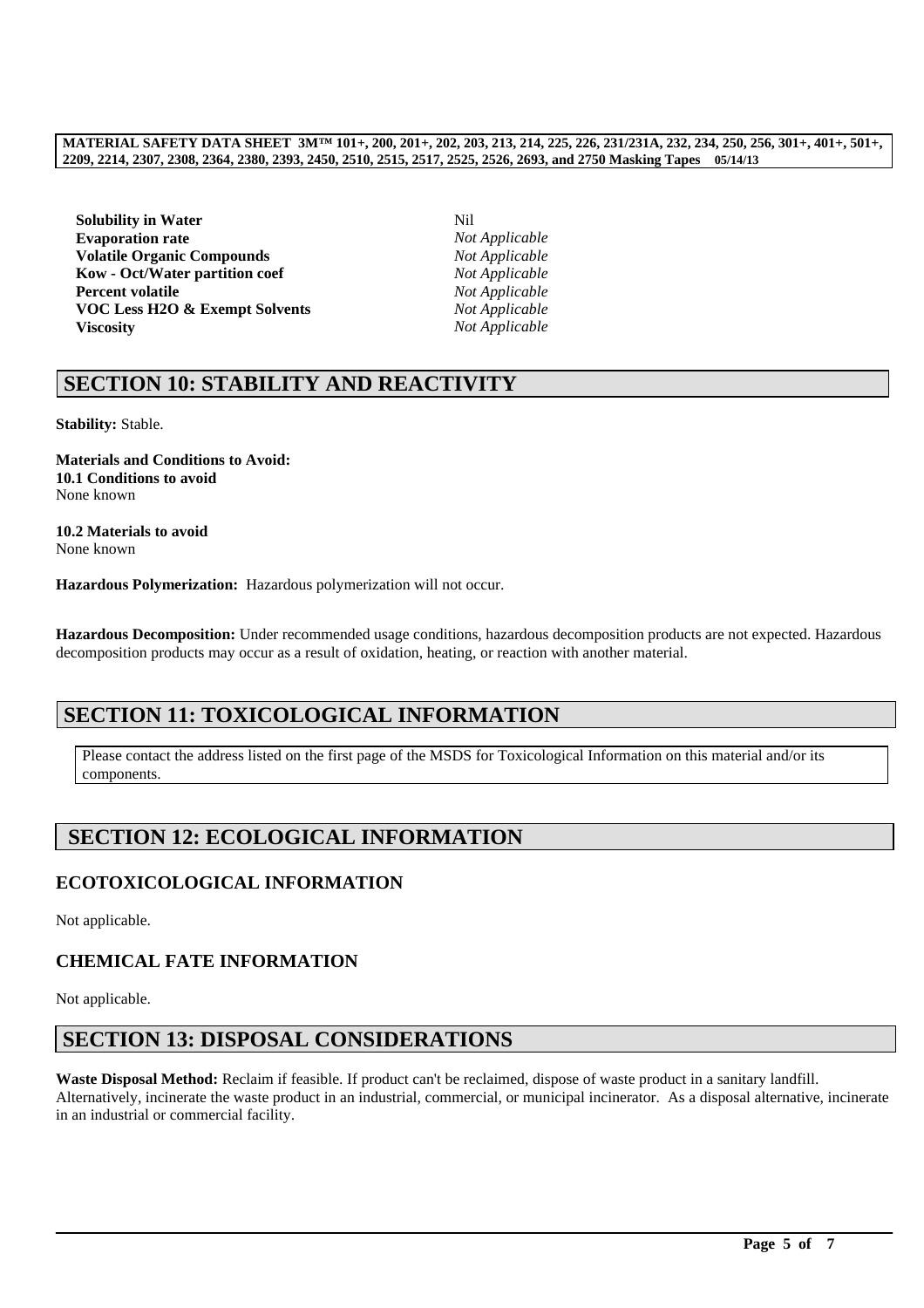| | |
|---|---|
| **Solubility in Water** | Nil |
| **Evaporation rate** | *Not Applicable* |
| **Volatile Organic Compounds** | *Not Applicable* |
| **Kow - Oct/Water partition coef** | *Not Applicable* |
| **Percent volatile** | *Not Applicable* |
| **VOC Less H2O & Exempt Solvents** | *Not Applicable* |
| **Viscosity** | *Not Applicable* |

## SECTION 10: STABILITY AND REACTIVITY

**Stability:** Stable.

**Materials and Conditions to Avoid:**
**10.1 Conditions to avoid**
None known

**10.2 Materials to avoid**
None known

**Hazardous Polymerization:** Hazardous polymerization will not occur.

**Hazardous Decomposition:** Under recommended usage conditions, hazardous decomposition products are not expected. Hazardous decomposition products may occur as a result of oxidation, heating, or reaction with another material.

## SECTION 11: TOXICOLOGICAL INFORMATION

Please contact the address listed on the first page of the MSDS for Toxicological Information on this material and/or its components.

## SECTION 12: ECOLOGICAL INFORMATION

### ECOTOXICOLOGICAL INFORMATION

Not applicable.

### CHEMICAL FATE INFORMATION

Not applicable.

## SECTION 13: DISPOSAL CONSIDERATIONS

**Waste Disposal Method:** Reclaim if feasible. If product can't be reclaimed, dispose of waste product in a sanitary landfill. Alternatively, incinerate the waste product in an industrial, commercial, or municipal incinerator. As a disposal alternative, incinerate in an industrial or commercial facility.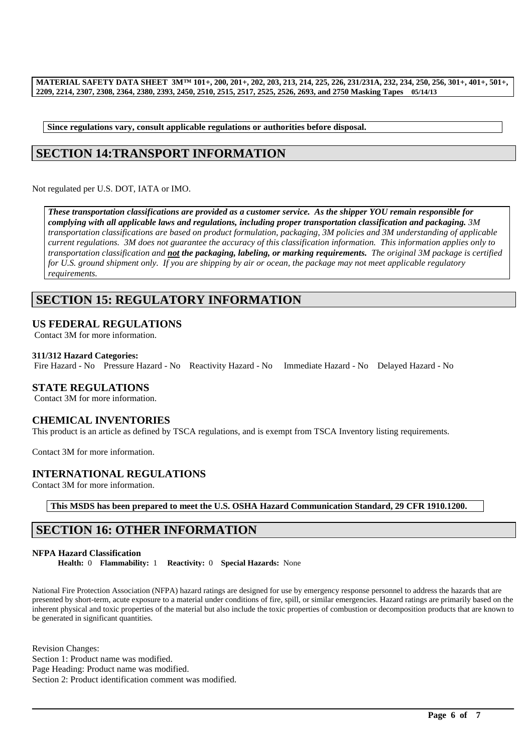**Since regulations vary, consult applicable regulations or authorities before disposal.**

# SECTION 14:TRANSPORT INFORMATION

Not regulated per U.S. DOT, IATA or IMO.

***These transportation classifications are provided as a customer service. As the shipper YOU remain responsible for complying with all applicable laws and regulations, including proper transportation classification and packaging.*** *3M transportation classifications are based on product formulation, packaging, 3M policies and 3M understanding of applicable current regulations. 3M does not guarantee the accuracy of this classification information. This information applies only to transportation classification and* ***not the packaging, labeling, or marking requirements.*** *The original 3M package is certified for U.S. ground shipment only. If you are shipping by air or ocean, the package may not meet applicable regulatory requirements.*

# SECTION 15: REGULATORY INFORMATION

## US FEDERAL REGULATIONS

Contact 3M for more information.

**311/312 Hazard Categories:**

Fire Hazard - No Pressure Hazard - No Reactivity Hazard - No Immediate Hazard - No Delayed Hazard - No

## STATE REGULATIONS

Contact 3M for more information.

## CHEMICAL INVENTORIES

This product is an article as defined by TSCA regulations, and is exempt from TSCA Inventory listing requirements.

Contact 3M for more information.

## INTERNATIONAL REGULATIONS

Contact 3M for more information.

**This MSDS has been prepared to meet the U.S. OSHA Hazard Communication Standard, 29 CFR 1910.1200.**

# SECTION 16: OTHER INFORMATION

**NFPA Hazard Classification**

**Health:** 0 **Flammability:** 1 **Reactivity:** 0 **Special Hazards:** None

National Fire Protection Association (NFPA) hazard ratings are designed for use by emergency response personnel to address the hazards that are presented by short-term, acute exposure to a material under conditions of fire, spill, or similar emergencies. Hazard ratings are primarily based on the inherent physical and toxic properties of the material but also include the toxic properties of combustion or decomposition products that are known to be generated in significant quantities.

Revision Changes:
Section 1: Product name was modified.
Page Heading: Product name was modified.
Section 2: Product identification comment was modified.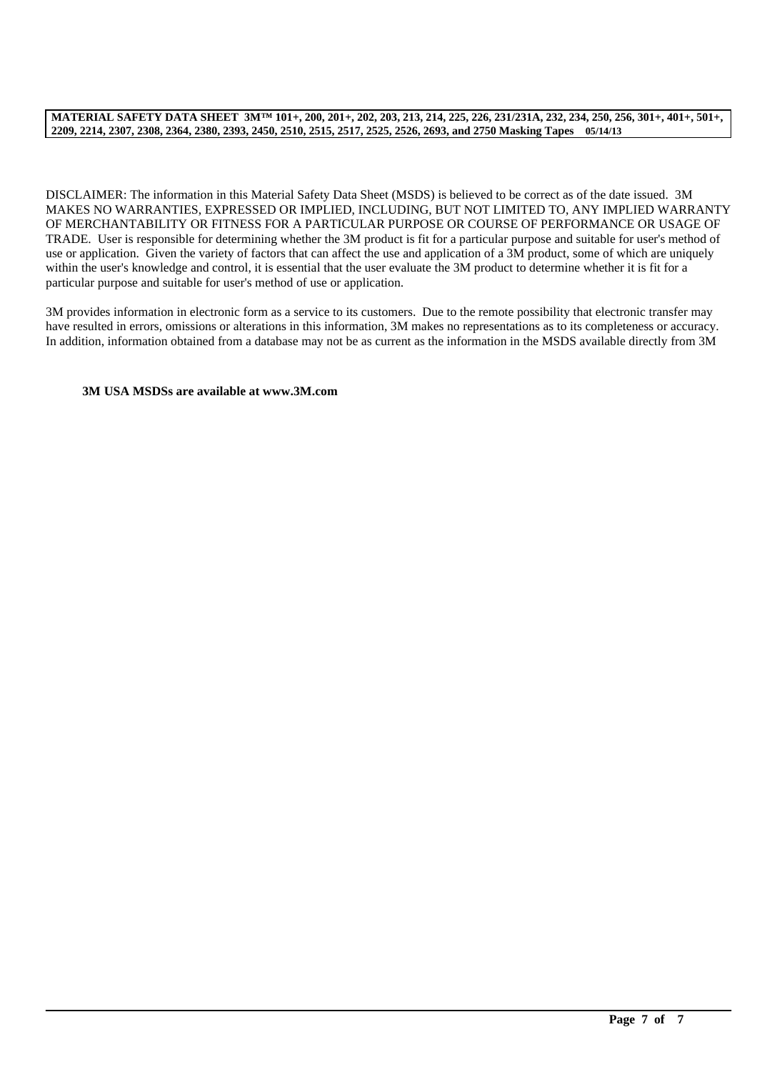DISCLAIMER: The information in this Material Safety Data Sheet (MSDS) is believed to be correct as of the date issued. 3M MAKES NO WARRANTIES, EXPRESSED OR IMPLIED, INCLUDING, BUT NOT LIMITED TO, ANY IMPLIED WARRANTY OF MERCHANTABILITY OR FITNESS FOR A PARTICULAR PURPOSE OR COURSE OF PERFORMANCE OR USAGE OF TRADE. User is responsible for determining whether the 3M product is fit for a particular purpose and suitable for user's method of use or application. Given the variety of factors that can affect the use and application of a 3M product, some of which are uniquely within the user's knowledge and control, it is essential that the user evaluate the 3M product to determine whether it is fit for a particular purpose and suitable for user's method of use or application.

3M provides information in electronic form as a service to its customers. Due to the remote possibility that electronic transfer may have resulted in errors, omissions or alterations in this information, 3M makes no representations as to its completeness or accuracy. In addition, information obtained from a database may not be as current as the information in the MSDS available directly from 3M

**3M USA MSDSs are available at www.3M.com**